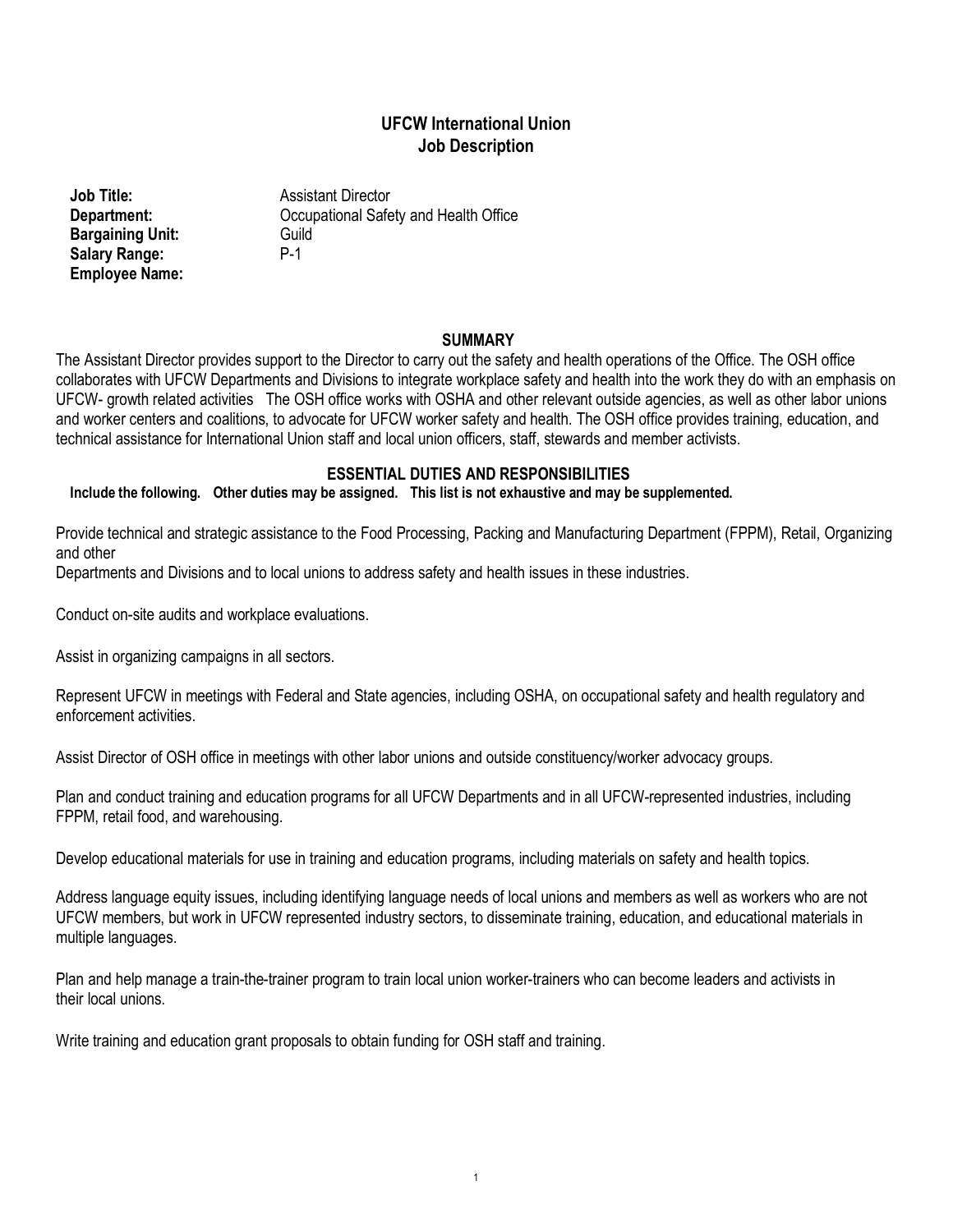# UFCW International Union
# Job Description

**Job Title:** Assistant Director
**Department:** Occupational Safety and Health Office
**Bargaining Unit:** Guild
**Salary Range:** P-1
**Employee Name:**

## SUMMARY

The Assistant Director provides support to the Director to carry out the safety and health operations of the Office. The OSH office collaborates with UFCW Departments and Divisions to integrate workplace safety and health into the work they do with an emphasis on UFCW- growth related activities The OSH office works with OSHA and other relevant outside agencies, as well as other labor unions and worker centers and coalitions, to advocate for UFCW worker safety and health. The OSH office provides training, education, and technical assistance for International Union staff and local union officers, staff, stewards and member activists.

## ESSENTIAL DUTIES AND RESPONSIBILITIES

**Include the following. Other duties may be assigned. This list is not exhaustive and may be supplemented.**

Provide technical and strategic assistance to the Food Processing, Packing and Manufacturing Department (FPPM), Retail, Organizing and other
Departments and Divisions and to local unions to address safety and health issues in these industries.

Conduct on-site audits and workplace evaluations.

Assist in organizing campaigns in all sectors.

Represent UFCW in meetings with Federal and State agencies, including OSHA, on occupational safety and health regulatory and enforcement activities.

Assist Director of OSH office in meetings with other labor unions and outside constituency/worker advocacy groups.

Plan and conduct training and education programs for all UFCW Departments and in all UFCW-represented industries, including FPPM, retail food, and warehousing.

Develop educational materials for use in training and education programs, including materials on safety and health topics.

Address language equity issues, including identifying language needs of local unions and members as well as workers who are not UFCW members, but work in UFCW represented industry sectors, to disseminate training, education, and educational materials in multiple languages.

Plan and help manage a train-the-trainer program to train local union worker-trainers who can become leaders and activists in their local unions.

Write training and education grant proposals to obtain funding for OSH staff and training.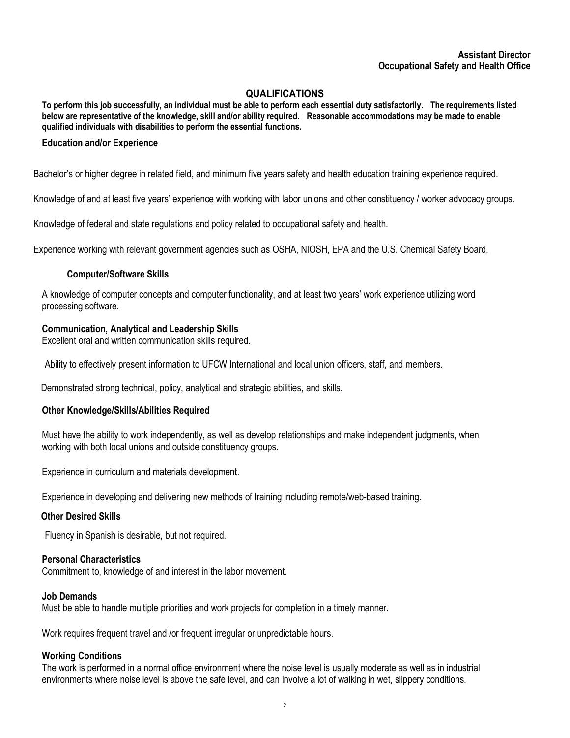**Assistant Director**
**Occupational Safety and Health Office**

## QUALIFICATIONS

**To perform this job successfully, an individual must be able to perform each essential duty satisfactorily. The requirements listed below are representative of the knowledge, skill and/or ability required. Reasonable accommodations may be made to enable qualified individuals with disabilities to perform the essential functions.**

### Education and/or Experience

Bachelor's or higher degree in related field, and minimum five years safety and health education training experience required.

Knowledge of and at least five years' experience with working with labor unions and other constituency / worker advocacy groups.

Knowledge of federal and state regulations and policy related to occupational safety and health.

Experience working with relevant government agencies such as OSHA, NIOSH, EPA and the U.S. Chemical Safety Board.

### Computer/Software Skills

A knowledge of computer concepts and computer functionality, and at least two years' work experience utilizing word processing software.

### Communication, Analytical and Leadership Skills

Excellent oral and written communication skills required.

Ability to effectively present information to UFCW International and local union officers, staff, and members.

Demonstrated strong technical, policy, analytical and strategic abilities, and skills.

### Other Knowledge/Skills/Abilities Required

Must have the ability to work independently, as well as develop relationships and make independent judgments, when working with both local unions and outside constituency groups.

Experience in curriculum and materials development.

Experience in developing and delivering new methods of training including remote/web-based training.

### Other Desired Skills

Fluency in Spanish is desirable, but not required.

### Personal Characteristics

Commitment to, knowledge of and interest in the labor movement.

### Job Demands

Must be able to handle multiple priorities and work projects for completion in a timely manner.

Work requires frequent travel and /or frequent irregular or unpredictable hours.

### Working Conditions

The work is performed in a normal office environment where the noise level is usually moderate as well as in industrial environments where noise level is above the safe level, and can involve a lot of walking in wet, slippery conditions.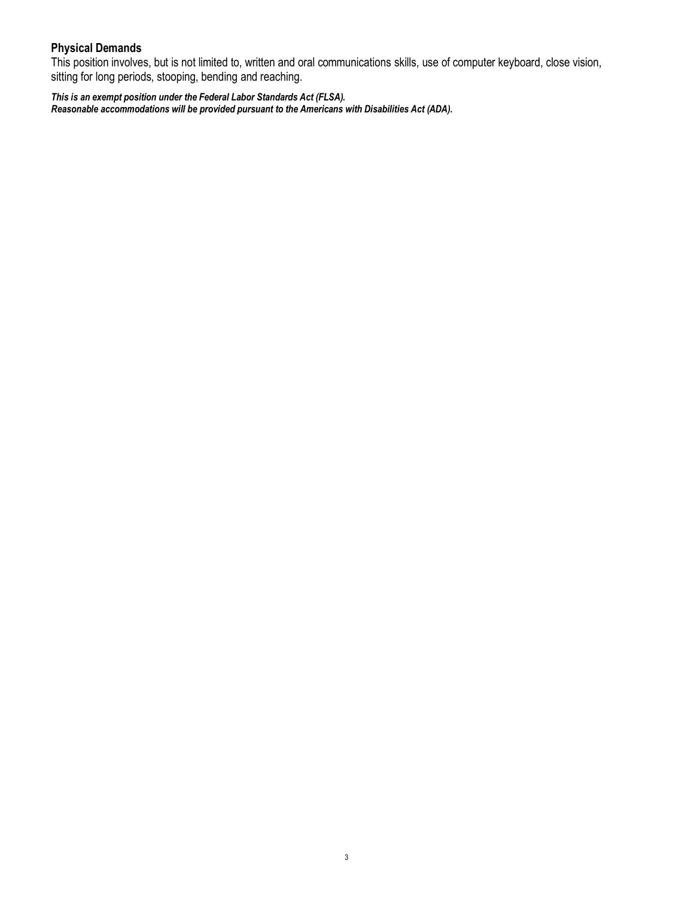### Physical Demands

This position involves, but is not limited to, written and oral communications skills, use of computer keyboard, close vision, sitting for long periods, stooping, bending and reaching.

***This is an exempt position under the Federal Labor Standards Act (FLSA).***
***Reasonable accommodations will be provided pursuant to the Americans with Disabilities Act (ADA).***